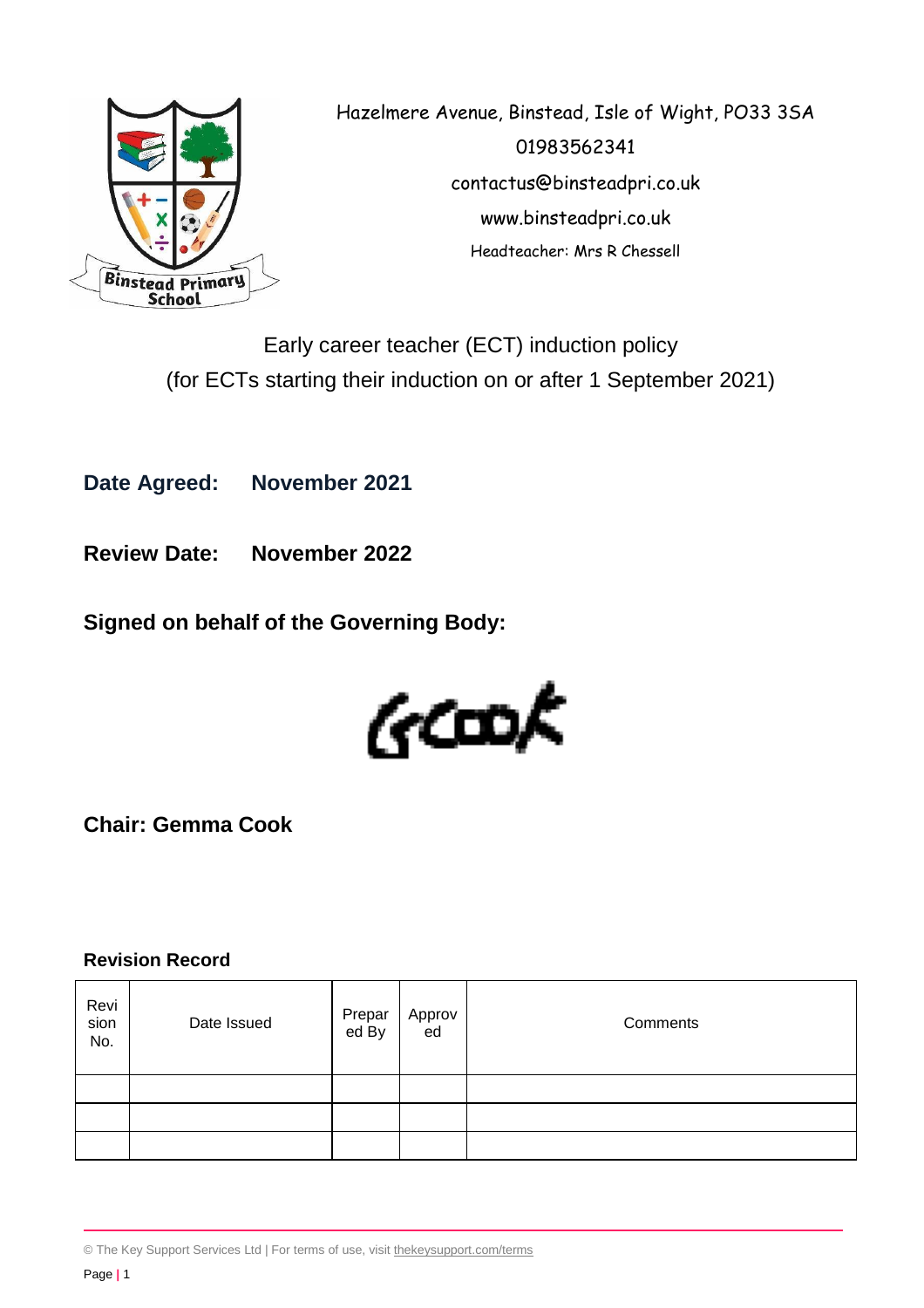Hazelmere Avenue, Binstead, Isle of Wight, PO33 3SA
01983562341
contactus@binsteadpri.co.uk
www.binsteadpri.co.uk
Headteacher: Mrs R Chessell

# Early career teacher (ECT) induction policy
(for ECTs starting their induction on or after 1 September 2021)

**Date Agreed: November 2021**

**Review Date: November 2022**

**Signed on behalf of the Governing Body:**

GCook

**Chair: Gemma Cook**

**Revision Record**

| Revision No. | Date Issued | Prepared By | Approved | Comments |
|---|---|---|---|---|
| | | | | |
| | | | | |
| | | | | |

© The Key Support Services Ltd | For terms of use, visit thekeysupport.com/terms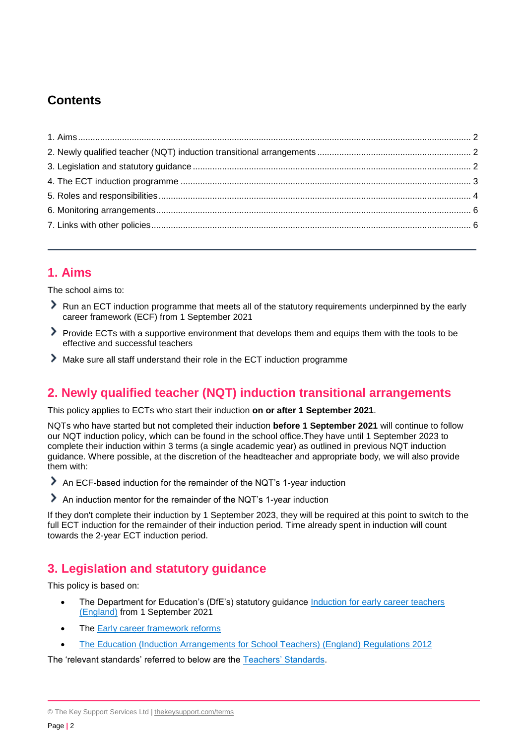## Contents

1. Aims ........ 2
2. Newly qualified teacher (NQT) induction transitional arrangements ........ 2
3. Legislation and statutory guidance ........ 2
4. The ECT induction programme ........ 3
5. Roles and responsibilities ........ 4
6. Monitoring arrangements ........ 6
7. Links with other policies ........ 6

---

## 1. Aims

The school aims to:

- Run an ECT induction programme that meets all of the statutory requirements underpinned by the early career framework (ECF) from 1 September 2021
- Provide ECTs with a supportive environment that develops them and equips them with the tools to be effective and successful teachers
- Make sure all staff understand their role in the ECT induction programme

## 2. Newly qualified teacher (NQT) induction transitional arrangements

This policy applies to ECTs who start their induction **on or after 1 September 2021**.

NQTs who have started but not completed their induction **before 1 September 2021** will continue to follow our NQT induction policy, which can be found in the school office.They have until 1 September 2023 to complete their induction within 3 terms (a single academic year) as outlined in previous NQT induction guidance. Where possible, at the discretion of the headteacher and appropriate body, we will also provide them with:

- An ECF-based induction for the remainder of the NQT's 1-year induction
- An induction mentor for the remainder of the NQT's 1-year induction

If they don't complete their induction by 1 September 2023, they will be required at this point to switch to the full ECT induction for the remainder of their induction period. Time already spent in induction will count towards the 2-year ECT induction period.

## 3. Legislation and statutory guidance

This policy is based on:

- The Department for Education's (DfE's) statutory guidance [Induction for early career teachers (England)] from 1 September 2021
- The [Early career framework reforms]
- [The Education (Induction Arrangements for School Teachers) (England) Regulations 2012]

The 'relevant standards' referred to below are the [Teachers' Standards].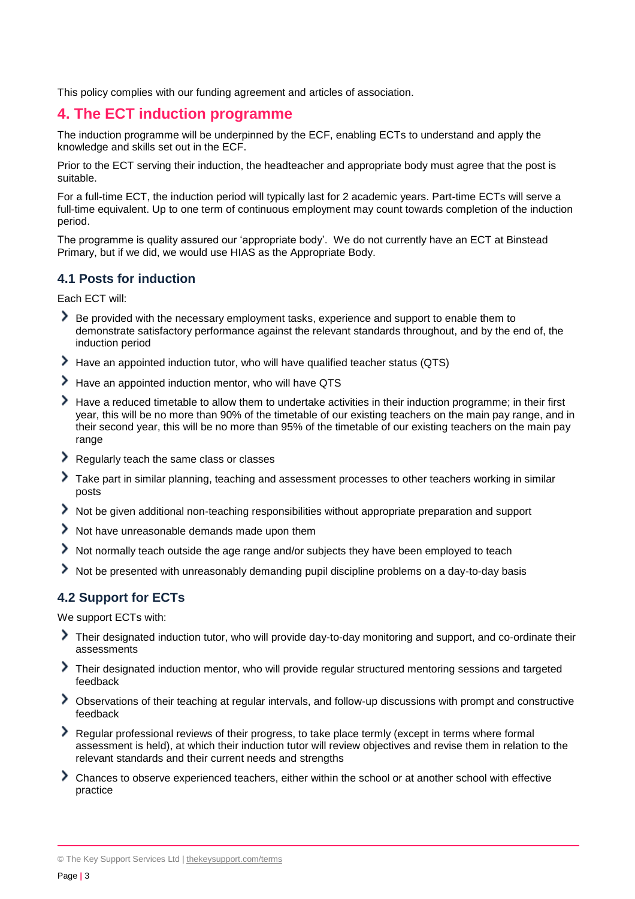This policy complies with our funding agreement and articles of association.

## 4. The ECT induction programme

The induction programme will be underpinned by the ECF, enabling ECTs to understand and apply the knowledge and skills set out in the ECF.

Prior to the ECT serving their induction, the headteacher and appropriate body must agree that the post is suitable.

For a full-time ECT, the induction period will typically last for 2 academic years. Part-time ECTs will serve a full-time equivalent. Up to one term of continuous employment may count towards completion of the induction period.

The programme is quality assured our 'appropriate body'. We do not currently have an ECT at Binstead Primary, but if we did, we would use HIAS as the Appropriate Body.

### 4.1 Posts for induction

Each ECT will:

- Be provided with the necessary employment tasks, experience and support to enable them to demonstrate satisfactory performance against the relevant standards throughout, and by the end of, the induction period
- Have an appointed induction tutor, who will have qualified teacher status (QTS)
- Have an appointed induction mentor, who will have QTS
- Have a reduced timetable to allow them to undertake activities in their induction programme; in their first year, this will be no more than 90% of the timetable of our existing teachers on the main pay range, and in their second year, this will be no more than 95% of the timetable of our existing teachers on the main pay range
- Regularly teach the same class or classes
- Take part in similar planning, teaching and assessment processes to other teachers working in similar posts
- Not be given additional non-teaching responsibilities without appropriate preparation and support
- Not have unreasonable demands made upon them
- Not normally teach outside the age range and/or subjects they have been employed to teach
- Not be presented with unreasonably demanding pupil discipline problems on a day-to-day basis

### 4.2 Support for ECTs

We support ECTs with:

- Their designated induction tutor, who will provide day-to-day monitoring and support, and co-ordinate their assessments
- Their designated induction mentor, who will provide regular structured mentoring sessions and targeted feedback
- Observations of their teaching at regular intervals, and follow-up discussions with prompt and constructive feedback
- Regular professional reviews of their progress, to take place termly (except in terms where formal assessment is held), at which their induction tutor will review objectives and revise them in relation to the relevant standards and their current needs and strengths
- Chances to observe experienced teachers, either within the school or at another school with effective practice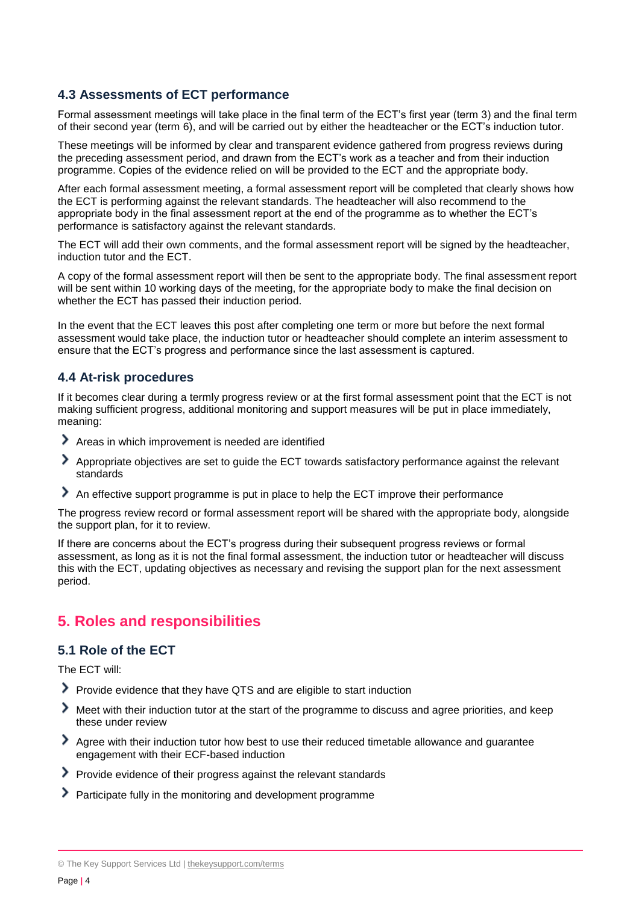### 4.3 Assessments of ECT performance

Formal assessment meetings will take place in the final term of the ECT's first year (term 3) and the final term of their second year (term 6), and will be carried out by either the headteacher or the ECT's induction tutor.

These meetings will be informed by clear and transparent evidence gathered from progress reviews during the preceding assessment period, and drawn from the ECT's work as a teacher and from their induction programme. Copies of the evidence relied on will be provided to the ECT and the appropriate body.

After each formal assessment meeting, a formal assessment report will be completed that clearly shows how the ECT is performing against the relevant standards. The headteacher will also recommend to the appropriate body in the final assessment report at the end of the programme as to whether the ECT's performance is satisfactory against the relevant standards.

The ECT will add their own comments, and the formal assessment report will be signed by the headteacher, induction tutor and the ECT.

A copy of the formal assessment report will then be sent to the appropriate body. The final assessment report will be sent within 10 working days of the meeting, for the appropriate body to make the final decision on whether the ECT has passed their induction period.

In the event that the ECT leaves this post after completing one term or more but before the next formal assessment would take place, the induction tutor or headteacher should complete an interim assessment to ensure that the ECT's progress and performance since the last assessment is captured.

### 4.4 At-risk procedures

If it becomes clear during a termly progress review or at the first formal assessment point that the ECT is not making sufficient progress, additional monitoring and support measures will be put in place immediately, meaning:

- Areas in which improvement is needed are identified
- Appropriate objectives are set to guide the ECT towards satisfactory performance against the relevant standards
- An effective support programme is put in place to help the ECT improve their performance

The progress review record or formal assessment report will be shared with the appropriate body, alongside the support plan, for it to review.

If there are concerns about the ECT's progress during their subsequent progress reviews or formal assessment, as long as it is not the final formal assessment, the induction tutor or headteacher will discuss this with the ECT, updating objectives as necessary and revising the support plan for the next assessment period.

## 5. Roles and responsibilities

### 5.1 Role of the ECT

The ECT will:

- Provide evidence that they have QTS and are eligible to start induction
- Meet with their induction tutor at the start of the programme to discuss and agree priorities, and keep these under review
- Agree with their induction tutor how best to use their reduced timetable allowance and guarantee engagement with their ECF-based induction
- Provide evidence of their progress against the relevant standards
- Participate fully in the monitoring and development programme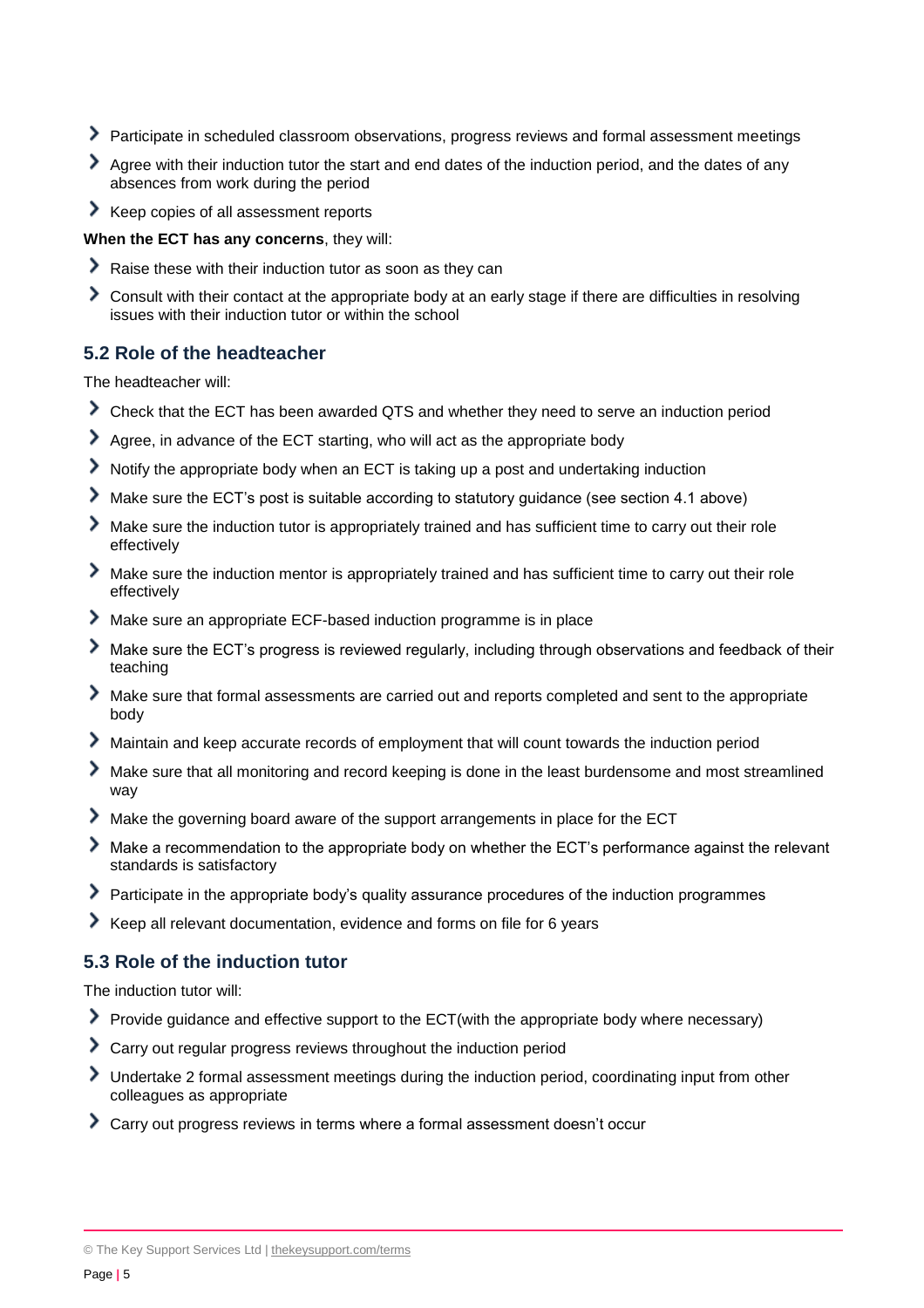- Participate in scheduled classroom observations, progress reviews and formal assessment meetings
- Agree with their induction tutor the start and end dates of the induction period, and the dates of any absences from work during the period
- Keep copies of all assessment reports

**When the ECT has any concerns**, they will:

- Raise these with their induction tutor as soon as they can
- Consult with their contact at the appropriate body at an early stage if there are difficulties in resolving issues with their induction tutor or within the school

### 5.2 Role of the headteacher

The headteacher will:

- Check that the ECT has been awarded QTS and whether they need to serve an induction period
- Agree, in advance of the ECT starting, who will act as the appropriate body
- Notify the appropriate body when an ECT is taking up a post and undertaking induction
- Make sure the ECT's post is suitable according to statutory guidance (see section 4.1 above)
- Make sure the induction tutor is appropriately trained and has sufficient time to carry out their role effectively
- Make sure the induction mentor is appropriately trained and has sufficient time to carry out their role effectively
- Make sure an appropriate ECF-based induction programme is in place
- Make sure the ECT's progress is reviewed regularly, including through observations and feedback of their teaching
- Make sure that formal assessments are carried out and reports completed and sent to the appropriate body
- Maintain and keep accurate records of employment that will count towards the induction period
- Make sure that all monitoring and record keeping is done in the least burdensome and most streamlined way
- Make the governing board aware of the support arrangements in place for the ECT
- Make a recommendation to the appropriate body on whether the ECT's performance against the relevant standards is satisfactory
- Participate in the appropriate body's quality assurance procedures of the induction programmes
- Keep all relevant documentation, evidence and forms on file for 6 years

### 5.3 Role of the induction tutor

The induction tutor will:

- Provide guidance and effective support to the ECT(with the appropriate body where necessary)
- Carry out regular progress reviews throughout the induction period
- Undertake 2 formal assessment meetings during the induction period, coordinating input from other colleagues as appropriate
- Carry out progress reviews in terms where a formal assessment doesn't occur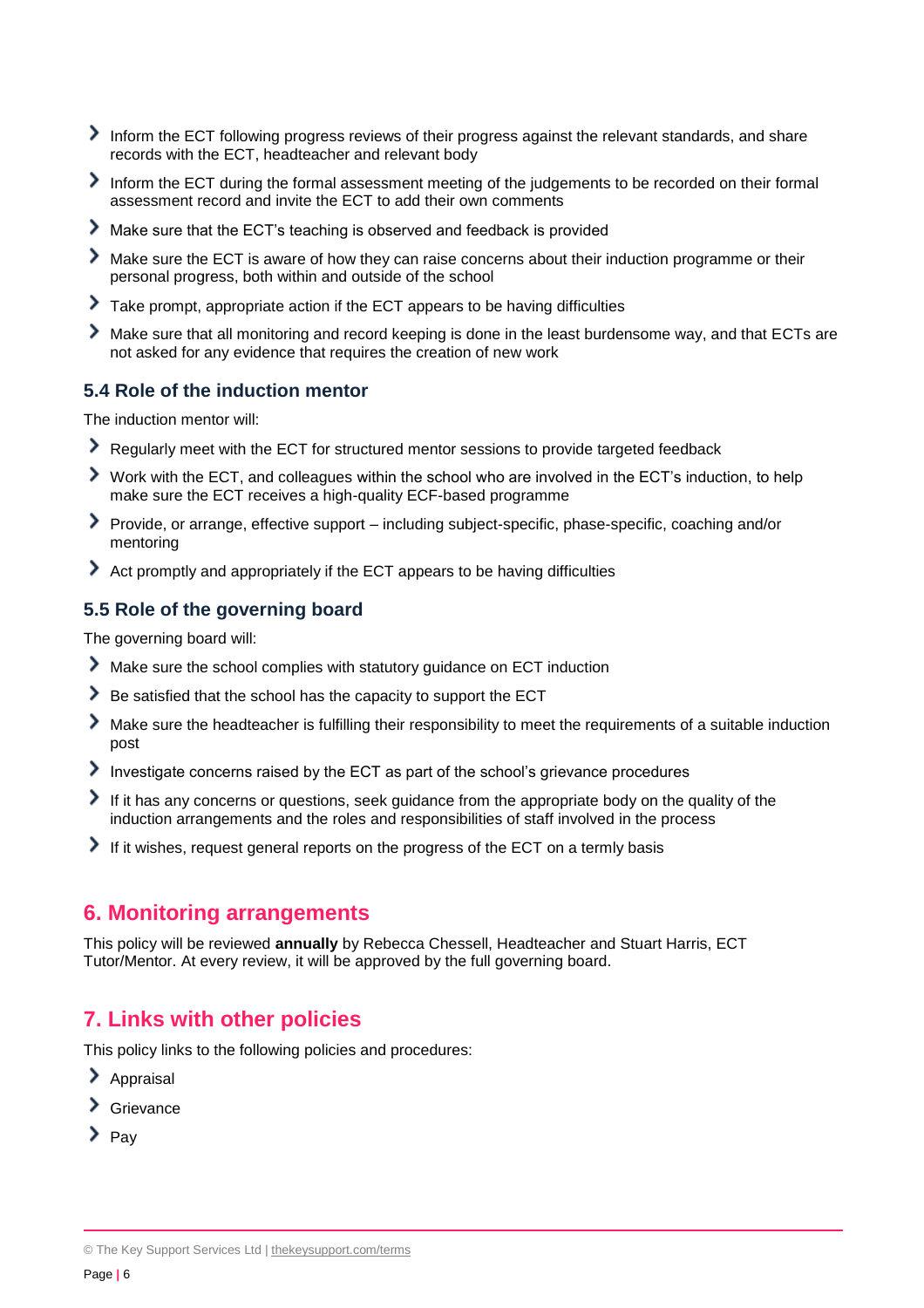- Inform the ECT following progress reviews of their progress against the relevant standards, and share records with the ECT, headteacher and relevant body
- Inform the ECT during the formal assessment meeting of the judgements to be recorded on their formal assessment record and invite the ECT to add their own comments
- Make sure that the ECT's teaching is observed and feedback is provided
- Make sure the ECT is aware of how they can raise concerns about their induction programme or their personal progress, both within and outside of the school
- Take prompt, appropriate action if the ECT appears to be having difficulties
- Make sure that all monitoring and record keeping is done in the least burdensome way, and that ECTs are not asked for any evidence that requires the creation of new work

### 5.4 Role of the induction mentor

The induction mentor will:

- Regularly meet with the ECT for structured mentor sessions to provide targeted feedback
- Work with the ECT, and colleagues within the school who are involved in the ECT's induction, to help make sure the ECT receives a high-quality ECF-based programme
- Provide, or arrange, effective support – including subject-specific, phase-specific, coaching and/or mentoring
- Act promptly and appropriately if the ECT appears to be having difficulties

### 5.5 Role of the governing board

The governing board will:

- Make sure the school complies with statutory guidance on ECT induction
- Be satisfied that the school has the capacity to support the ECT
- Make sure the headteacher is fulfilling their responsibility to meet the requirements of a suitable induction post
- Investigate concerns raised by the ECT as part of the school's grievance procedures
- If it has any concerns or questions, seek guidance from the appropriate body on the quality of the induction arrangements and the roles and responsibilities of staff involved in the process
- If it wishes, request general reports on the progress of the ECT on a termly basis

## 6. Monitoring arrangements

This policy will be reviewed **annually** by Rebecca Chessell, Headteacher and Stuart Harris, ECT Tutor/Mentor. At every review, it will be approved by the full governing board.

## 7. Links with other policies

This policy links to the following policies and procedures:

- Appraisal
- Grievance
- Pay